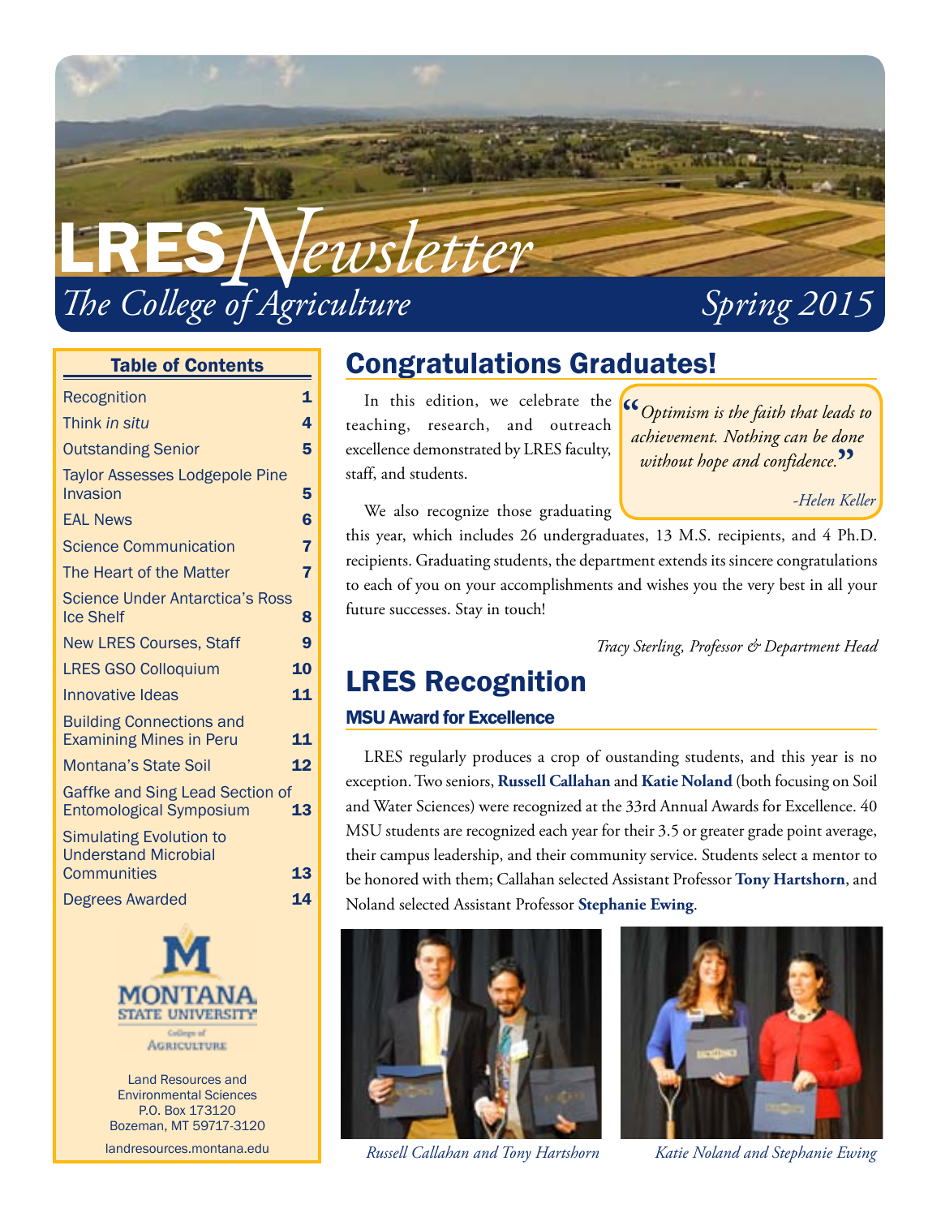# LRES *Newsletter*

*The College of Agriculture* *Spring 2015*

**Table of Contents**

| | |
|---|---|
| Recognition | 1 |
| Think *in situ* | 4 |
| Outstanding Senior | 5 |
| Taylor Assesses Lodgepole Pine Invasion | 5 |
| EAL News | 6 |
| Science Communication | 7 |
| The Heart of the Matter | 7 |
| Science Under Antarctica's Ross Ice Shelf | 8 |
| New LRES Courses, Staff | 9 |
| LRES GSO Colloquium | 10 |
| Innovative Ideas | 11 |
| Building Connections and Examining Mines in Peru | 11 |
| Montana's State Soil | 12 |
| Gaffke and Sing Lead Section of Entomological Symposium | 13 |
| Simulating Evolution to Understand Microbial Communities | 13 |
| Degrees Awarded | 14 |

Montana State University College of Agriculture

Land Resources and Environmental Sciences
P.O. Box 173120
Bozeman, MT 59717-3120

landresources.montana.edu

## Congratulations Graduates!

In this edition, we celebrate the teaching, research, and outreach excellence demonstrated by LRES faculty, staff, and students.

> *"Optimism is the faith that leads to achievement. Nothing can be done without hope and confidence."*
>
> *-Helen Keller*

We also recognize those graduating this year, which includes 26 undergraduates, 13 M.S. recipients, and 4 Ph.D. recipients. Graduating students, the department extends its sincere congratulations to each of you on your accomplishments and wishes you the very best in all your future successes. Stay in touch!

*Tracy Sterling, Professor & Department Head*

## LRES Recognition

### MSU Award for Excellence

LRES regularly produces a crop of oustanding students, and this year is no exception. Two seniors, **Russell Callahan** and **Katie Noland** (both focusing on Soil and Water Sciences) were recognized at the 33rd Annual Awards for Excellence. 40 MSU students are recognized each year for their 3.5 or greater grade point average, their campus leadership, and their community service. Students select a mentor to be honored with them; Callahan selected Assistant Professor **Tony Hartshorn**, and Noland selected Assistant Professor **Stephanie Ewing**.

*Russell Callahan and Tony Hartshorn*

*Katie Noland and Stephanie Ewing*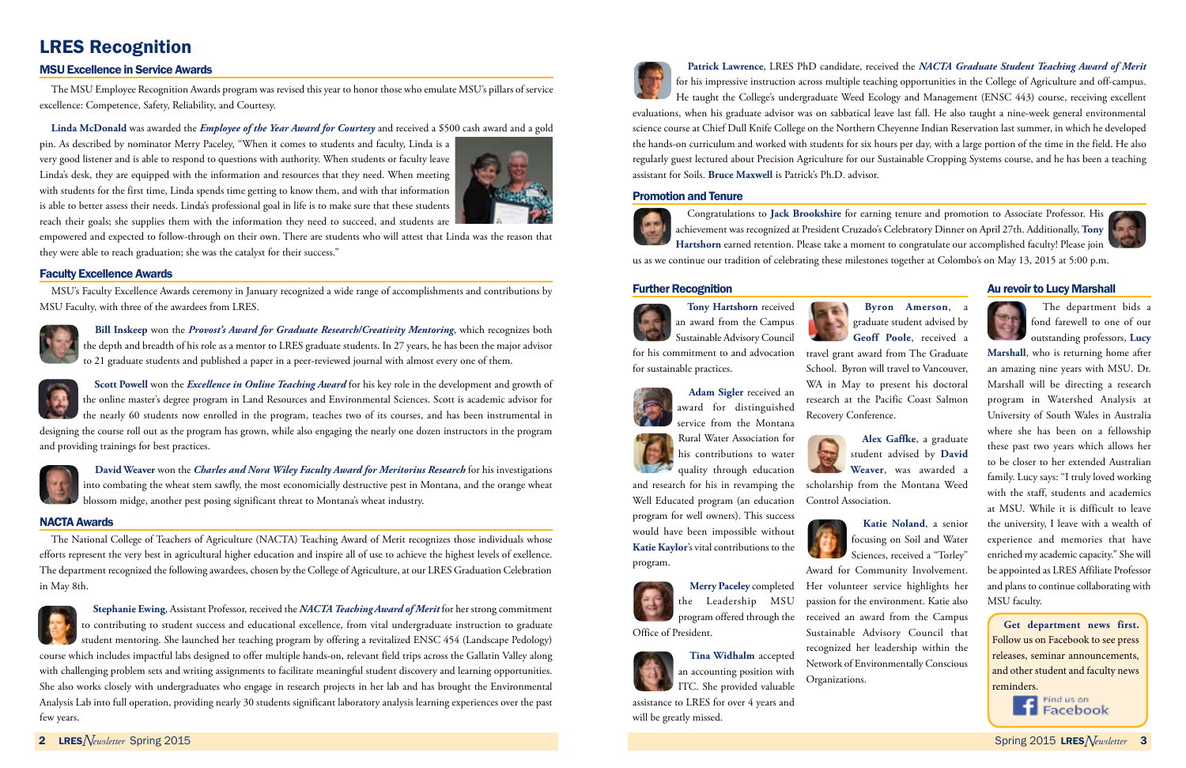# LRES Recognition

## MSU Excellence in Service Awards

The MSU Employee Recognition Awards program was revised this year to honor those who emulate MSU's pillars of service excellence: Competence, Safety, Reliability, and Courtesy.

**Linda McDonald** was awarded the ***Employee of the Year Award for Courtesy*** and received a $500 cash award and a gold pin. As described by nominator Merry Paceley, "When it comes to students and faculty, Linda is a very good listener and is able to respond to questions with authority. When students or faculty leave Linda's desk, they are equipped with the information and resources that they need. When meeting with students for the first time, Linda spends time getting to know them, and with that information is able to better assess their needs. Linda's professional goal in life is to make sure that these students reach their goals; she supplies them with the information they need to succeed, and students are empowered and expected to follow-through on their own. There are students who will attest that Linda was the reason that they were able to reach graduation; she was the catalyst for their success."

## Faculty Excellence Awards

MSU's Faculty Excellence Awards ceremony in January recognized a wide range of accomplishments and contributions by MSU Faculty, with three of the awardees from LRES.

**Bill Inskeep** won the ***Provost's Award for Graduate Research/Creativity Mentoring***, which recognizes both the depth and breadth of his role as a mentor to LRES graduate students. In 27 years, he has been the major advisor to 21 graduate students and published a paper in a peer-reviewed journal with almost every one of them.

**Scott Powell** won the ***Excellence in Online Teaching Award*** for his key role in the development and growth of the online master's degree program in Land Resources and Environmental Sciences. Scott is academic advisor for the nearly 60 students now enrolled in the program, teaches two of its courses, and has been instrumental in designing the course roll out as the program has grown, while also engaging the nearly one dozen instructors in the program and providing trainings for best practices.

**David Weaver** won the ***Charles and Nora Wiley Faculty Award for Meritorious Research*** for his investigations into combating the wheat stem sawfly, the most economically destructive pest in Montana, and the orange wheat blossom midge, another pest posing significant threat to Montana's wheat industry.

## NACTA Awards

The National College of Teachers of Agriculture (NACTA) Teaching Award of Merit recognizes those individuals whose efforts represent the very best in agricultural higher education and inspire all of use to achieve the highest levels of excellence. The department recognized the following awardees, chosen by the College of Agriculture, at our LRES Graduation Celebration in May 8th.

**Stephanie Ewing**, Assistant Professor, received the ***NACTA Teaching Award of Merit*** for her strong commitment to contributing to student success and educational excellence, from vital undergraduate instruction to graduate student mentoring. She launched her teaching program by offering a revitalized ENSC 454 (Landscape Pedology) course which includes impactful labs designed to offer multiple hands-on, relevant field trips across the Gallatin Valley along with challenging problem sets and writing assignments to facilitate meaningful student discovery and learning opportunities. She also works closely with undergraduates who engage in research projects in her lab and has brought the Environmental Analysis Lab into full operation, providing nearly 30 students significant laboratory analysis learning experiences over the past few years.

**Patrick Lawrence**, LRES PhD candidate, received the ***NACTA Graduate Student Teaching Award of Merit*** for his impressive instruction across multiple teaching opportunities in the College of Agriculture and off-campus. He taught the College's undergraduate Weed Ecology and Management (ENSC 443) course, receiving excellent evaluations, when his graduate advisor was on sabbatical leave last fall. He also taught a nine-week general environmental science course at Chief Dull Knife College on the Northern Cheyenne Indian Reservation last summer, in which he developed the hands-on curriculum and worked with students for six hours per day, with a large portion of the time in the field. He also regularly guest lectured about Precision Agriculture for our Sustainable Cropping Systems course, and he has been a teaching assistant for Soils. **Bruce Maxwell** is Patrick's Ph.D. advisor.

## Promotion and Tenure

Congratulations to **Jack Brookshire** for earning tenure and promotion to Associate Professor. His achievement was recognized at President Cruzado's Celebratory Dinner on April 27th. Additionally, **Tony Hartshorn** earned retention. Please take a moment to congratulate our accomplished faculty! Please join us as we continue our tradition of celebrating these milestones together at Colombo's on May 13, 2015 at 5:00 p.m.

## Further Recognition

**Tony Hartshorn** received an award from the Campus Sustainable Advisory Council for his commitment to and advocation for sustainable practices.

**Adam Sigler** received an award for distinguished service from the Montana Rural Water Association for his contributions to water quality through education and research for his in revamping the Well Educated program (an education program for well owners). This success would have been impossible without **Katie Kaylor**'s vital contributions to the program.

**Merry Paceley** completed the Leadership MSU program offered through the Office of President.

**Tina Widhalm** accepted an accounting position with ITC. She provided valuable assistance to LRES for over 4 years and will be greatly missed.

**Byron Amerson**, a graduate student advised by **Geoff Poole**, received a travel grant award from The Graduate School. Byron will travel to Vancouver, WA in May to present his doctoral research at the Pacific Coast Salmon Recovery Conference.

**Alex Gaffke**, a graduate student advised by **David Weaver**, was awarded a scholarship from the Montana Weed Control Association.

**Katie Noland**, a senior focusing on Soil and Water Sciences, received a "Torley" Award for Community Involvement. Her volunteer service highlights her passion for the environment. Katie also received an award from the Campus Sustainable Advisory Council that recognized her leadership within the Network of Environmentally Conscious Organizations.

## Au revoir to Lucy Marshall

The department bids a fond farewell to one of our outstanding professors, **Lucy Marshall**, who is returning home after an amazing nine years with MSU. Dr. Marshall will be directing a research program in Watershed Analysis at University of South Wales in Australia where she has been on a fellowship these past two years which allows her to be closer to her extended Australian family. Lucy says: "I truly loved working with the staff, students and academics at MSU. While it is difficult to leave the university, I leave with a wealth of experience and memories that have enriched my academic capacity." She will be appointed as LRES Affiliate Professor and plans to continue collaborating with MSU faculty.

**Get department news first.** Follow us on Facebook to see press releases, seminar announcements, and other student and faculty news reminders.

Find us on Facebook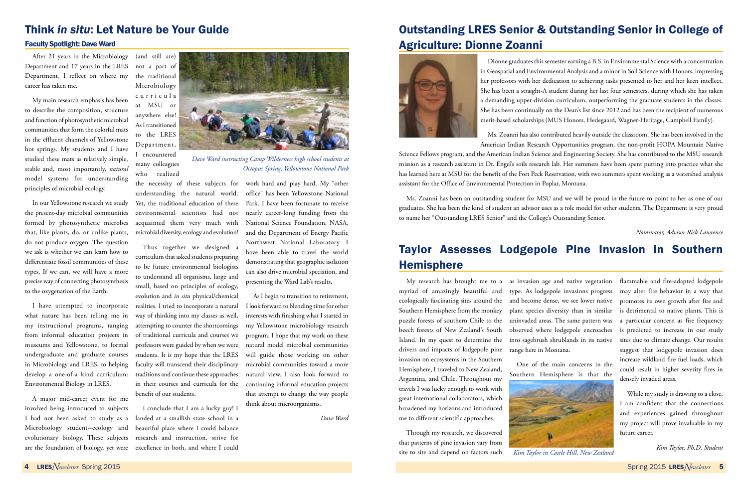# Think *in situ*: Let Nature be Your Guide

### Faculty Spotlight: Dave Ward

After 21 years in the Microbiology Department and 17 years in the LRES Department, I reflect on where my career has taken me.

My main research emphasis has been to describe the composition, structure and function of photosynthetic microbial communities that form the colorful mats in the effluent channels of Yellowstone hot springs. My students and I have studied these mats as relatively simple, stable and, most importantly, *natural* model systems for understanding principles of microbial ecology.

In our Yellowstone research we study the present-day microbial communities formed by photosynthetic microbes that, like plants, do, or unlike plants, do not produce oxygen. The question we ask is whether we can learn how to differentiate fossil communities of these types. If we can, we will have a more precise way of connecting photosynthesis to the oxygenation of the Earth.

I have attempted to incorporate what nature has been telling me in my instructional programs, ranging from informal education projects in museums and Yellowstone, to formal undergraduate and graduate courses in Microbiology and LRES, to helping develop a one-of-a kind curriculum: Environmental Biology in LRES.

A major mid-career event for me involved being introduced to subjects I had not been asked to study as a Microbiology student--ecology and evolutionary biology. These subjects are the foundation of biology, yet were (and still are) not a part of the traditional Microbiology curricula at MSU or anywhere else! As I transitioned to the LRES Department, I encountered many colleagues who realized the necessity of these subjects for understanding the natural world. Yet, the traditional education of these environmental scientists had not acquainted them very much with microbial diversity, ecology and evolution!

*Dave Ward instructing Camp Wilderness high school students at Octopus Spring, Yellowstone National Park*

Thus together we designed a curriculum that asked students preparing to be future environmental biologists to understand all organisms, large and small, based on principles of ecology, evolution and *in situ* physical/chemical realities. I tried to incorporate a natural way of thinking into my classes as well, attempting to counter the shortcomings of traditional curricula and courses we professors were guided by when we were students. It is my hope that the LRES faculty will transcend their disciplinary traditions and continue these approaches in their courses and curricula for the benefit of our students.

I conclude that I am a lucky guy! I landed at a smallish state school in a beautiful place where I could balance research and instruction, strive for excellence in both, and where I could work hard and play hard. My "other office" has been Yellowstone National Park. I have been fortunate to receive nearly career-long funding from the National Science Foundation, NASA, and the Department of Energy Pacific Northwest National Laboratory. I have been able to travel the world demonstrating that geographic isolation can also drive microbial speciation, and presenting the Ward Lab's results.

As I begin to transition to retirement, I look forward to blending time for other interests with finishing what I started in my Yellowstone microbiology research program. I hope that my work on these natural model microbial communities will guide those working on other microbial communities toward a more natural view. I also look forward to continuing informal education projects that attempt to change the way people think about microorganisms.

*Dave Ward*

# Outstanding LRES Senior & Outstanding Senior in College of Agriculture: Dionne Zoanni

Dionne graduates this semester earning a B.S. in Environmental Science with a concentration in Geospatial and Environmental Analysis and a minor in Soil Science with Honors, impressing her professors with her dedication to achieving tasks presented to her and her keen intellect. She has been a straight-A student during her last four semesters, during which she has taken a demanding upper-division curriculum, outperforming the graduate students in the classes. She has been continually on the Dean's list since 2012 and has been the recipient of numerous merit-based scholarships (MUS Honors, Hedegaard, Wagner-Heritage, Campbell Family).

Ms. Zoanni has also contributed heavily outside the classroom. She has been involved in the American Indian Research Opportunities program, the non-profit HOPA Mountain Native Science Fellows program, and the American Indian Science and Engineering Society. She has contributed to the MSU research mission as a research assistant in Dr. Engel's soils research lab. Her summers have been spent putting into practice what she has learned here at MSU for the benefit of the Fort Peck Reservation, with two summers spent working as a watershed analysis assistant for the Office of Environmental Protection in Poplar, Montana.

Ms. Zoanni has been an outstanding student for MSU and we will be proud in the future to point to her as one of our graduates. She has been the kind of student an advisor uses as a role model for other students. The Department is very proud to name her "Outstanding LRES Senior" and the College's Outstanding Senior.

*Nominator, Advisor Rick Lawrence*

# Taylor Assesses Lodgepole Pine Invasion in Southern Hemisphere

My research has brought me to a myriad of amazingly beautiful and ecologically fascinating sites around the Southern Hemisphere from the monkey puzzle forests of southern Chile to the beech forests of New Zealand's South Island. In my quest to determine the drivers and impacts of lodgepole pine invasion on ecosystems in the Southern Hemisphere, I traveled to New Zealand, Argentina, and Chile. Throughout my travels I was lucky enough to work with great international collaborators, which broadened my horizons and introduced me to different scientific approaches.

Through my research, we discovered that patterns of pine invasion vary from site to site and depend on factors such as invasion age and native vegetation type. As lodgepole invasions progress and become dense, we see lower native plant species diversity than in similar uninvaded areas. The same pattern was observed where lodgepole encroaches into sagebrush shrublands in its native range here in Montana.

One of the main concerns in the Southern Hemisphere is that the flammable and fire-adapted lodgepole may alter fire behavior in a way that promotes its own growth after fire and is detrimental to native plants. This is a particular concern as fire frequency is predicted to increase in our study sites due to climate change. Our results suggest that lodgepole invasion does increase wildland fire fuel loads, which could result in higher severity fires in densely invaded areas.

*Kim Taylor in Castle Hill, New Zealand*

While my study is drawing to a close, I am confident that the connections and experiences gained throughout my project will prove invaluable in my future career.

*Kim Taylor, Ph.D. Student*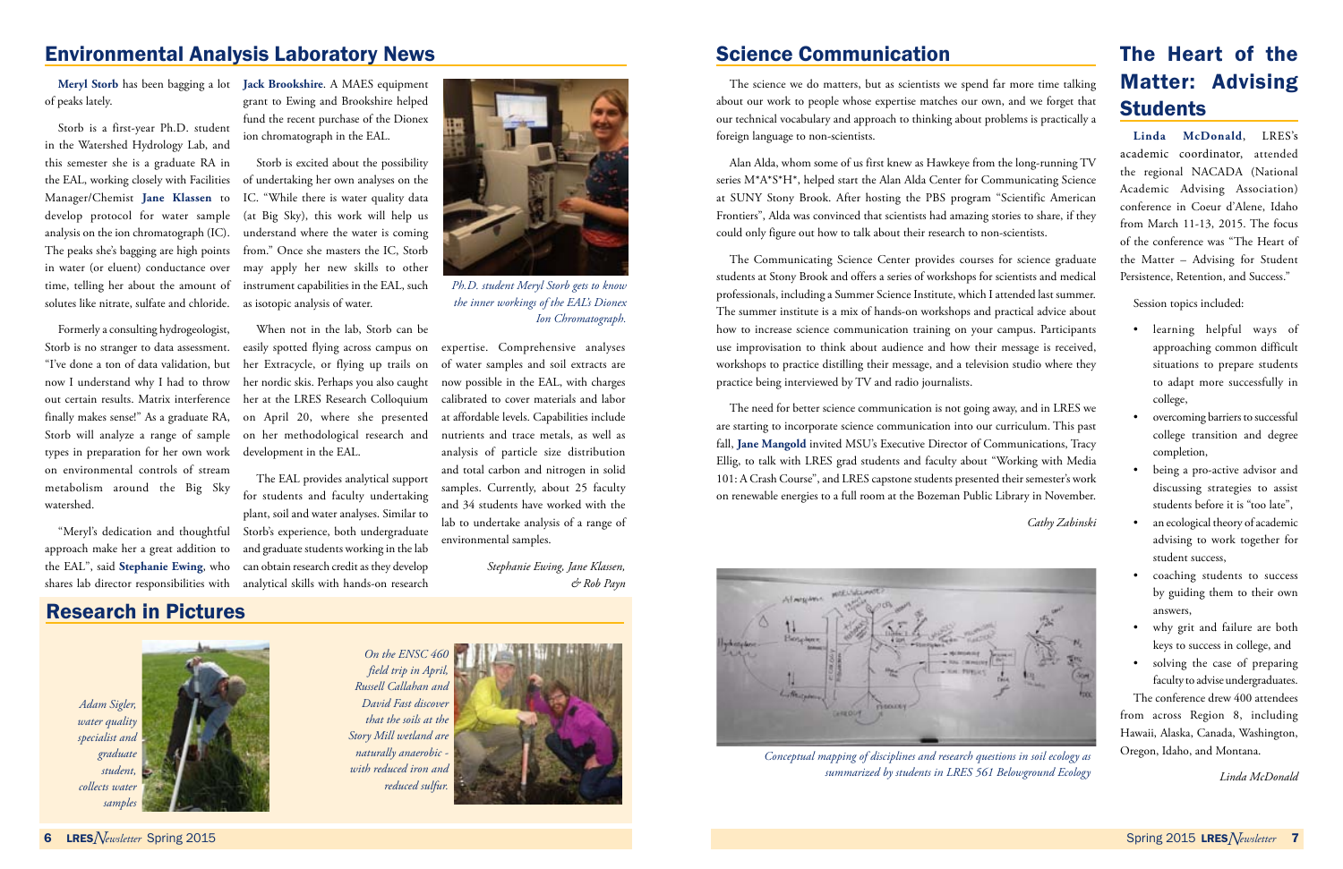## Environmental Analysis Laboratory News

**Meryl Storb** has been bagging a lot of peaks lately.

Storb is a first-year Ph.D. student in the Watershed Hydrology Lab, and this semester she is a graduate RA in the EAL, working closely with Facilities Manager/Chemist **Jane Klassen** to develop protocol for water sample analysis on the ion chromatograph (IC). The peaks she's bagging are high points in water (or eluent) conductance over time, telling her about the amount of solutes like nitrate, sulfate and chloride.

Formerly a consulting hydrogeologist, Storb is no stranger to data assessment. "I've done a ton of data validation, but now I understand why I had to throw out certain results. Matrix interference finally makes sense!" As a graduate RA, Storb will analyze a range of sample types in preparation for her own work on environmental controls of stream metabolism around the Big Sky watershed.

"Meryl's dedication and thoughtful approach make her a great addition to the EAL", said **Stephanie Ewing**, who shares lab director responsibilities with **Jack Brookshire**. A MAES equipment grant to Ewing and Brookshire helped fund the recent purchase of the Dionex ion chromatograph in the EAL.

Storb is excited about the possibility of undertaking her own analyses on the IC. "While there is water quality data (at Big Sky), this work will help us understand where the water is coming from." Once she masters the IC, Storb may apply her new skills to other instrument capabilities in the EAL, such as isotopic analysis of water.

When not in the lab, Storb can be easily spotted flying across campus on her Extracycle, or flying up trails on her nordic skis. Perhaps you also caught her at the LRES Research Colloquium on April 20, where she presented on her methodological research and development in the EAL.

The EAL provides analytical support for students and faculty undertaking plant, soil and water analyses. Similar to Storb's experience, both undergraduate and graduate students working in the lab can obtain research credit as they develop analytical skills with hands-on research expertise. Comprehensive analyses of water samples and soil extracts are now possible in the EAL, with charges calibrated to cover materials and labor at affordable levels. Capabilities include nutrients and trace metals, as well as analysis of particle size distribution and total carbon and nitrogen in solid samples. Currently, about 25 faculty and 34 students have worked with the lab to undertake analysis of a range of environmental samples.

*Ph.D. student Meryl Storb gets to know the inner workings of the EAL's Dionex Ion Chromatograph.*

*Stephanie Ewing, Jane Klassen, & Rob Payn*

## Research in Pictures

*Adam Sigler, water quality specialist and graduate student, collects water samples*

*On the ENSC 460 field trip in April, Russell Callahan and David Fast discover that the soils at the Story Mill wetland are naturally anaerobic - with reduced iron and reduced sulfur.*

## Science Communication

The science we do matters, but as scientists we spend far more time talking about our work to people whose expertise matches our own, and we forget that our technical vocabulary and approach to thinking about problems is practically a foreign language to non-scientists.

Alan Alda, whom some of us first knew as Hawkeye from the long-running TV series M*A*S*H*, helped start the Alan Alda Center for Communicating Science at SUNY Stony Brook. After hosting the PBS program "Scientific American Frontiers", Alda was convinced that scientists had amazing stories to share, if they could only figure out how to talk about their research to non-scientists.

The Communicating Science Center provides courses for science graduate students at Stony Brook and offers a series of workshops for scientists and medical professionals, including a Summer Science Institute, which I attended last summer. The summer institute is a mix of hands-on workshops and practical advice about how to increase science communication training on your campus. Participants use improvisation to think about audience and how their message is received, workshops to practice distilling their message, and a television studio where they practice being interviewed by TV and radio journalists.

The need for better science communication is not going away, and in LRES we are starting to incorporate science communication into our curriculum. This past fall, **Jane Mangold** invited MSU's Executive Director of Communications, Tracy Ellig, to talk with LRES grad students and faculty about "Working with Media 101: A Crash Course", and LRES capstone students presented their semester's work on renewable energies to a full room at the Bozeman Public Library in November.

*Cathy Zabinski*

*Conceptual mapping of disciplines and research questions in soil ecology as summarized by students in LRES 561 Belowground Ecology*

## The Heart of the Matter: Advising Students

**Linda McDonald**, LRES's academic coordinator, attended the regional NACADA (National Academic Advising Association) conference in Coeur d'Alene, Idaho from March 11-13, 2015. The focus of the conference was "The Heart of the Matter – Advising for Student Persistence, Retention, and Success."

Session topics included:

- learning helpful ways of approaching common difficult situations to prepare students to adapt more successfully in college,
- overcoming barriers to successful college transition and degree completion,
- being a pro-active advisor and discussing strategies to assist students before it is "too late",
- an ecological theory of academic advising to work together for student success,
- coaching students to success by guiding them to their own answers,
- why grit and failure are both keys to success in college, and
- solving the case of preparing faculty to advise undergraduates.

The conference drew 400 attendees from across Region 8, including Hawaii, Alaska, Canada, Washington, Oregon, Idaho, and Montana.

*Linda McDonald*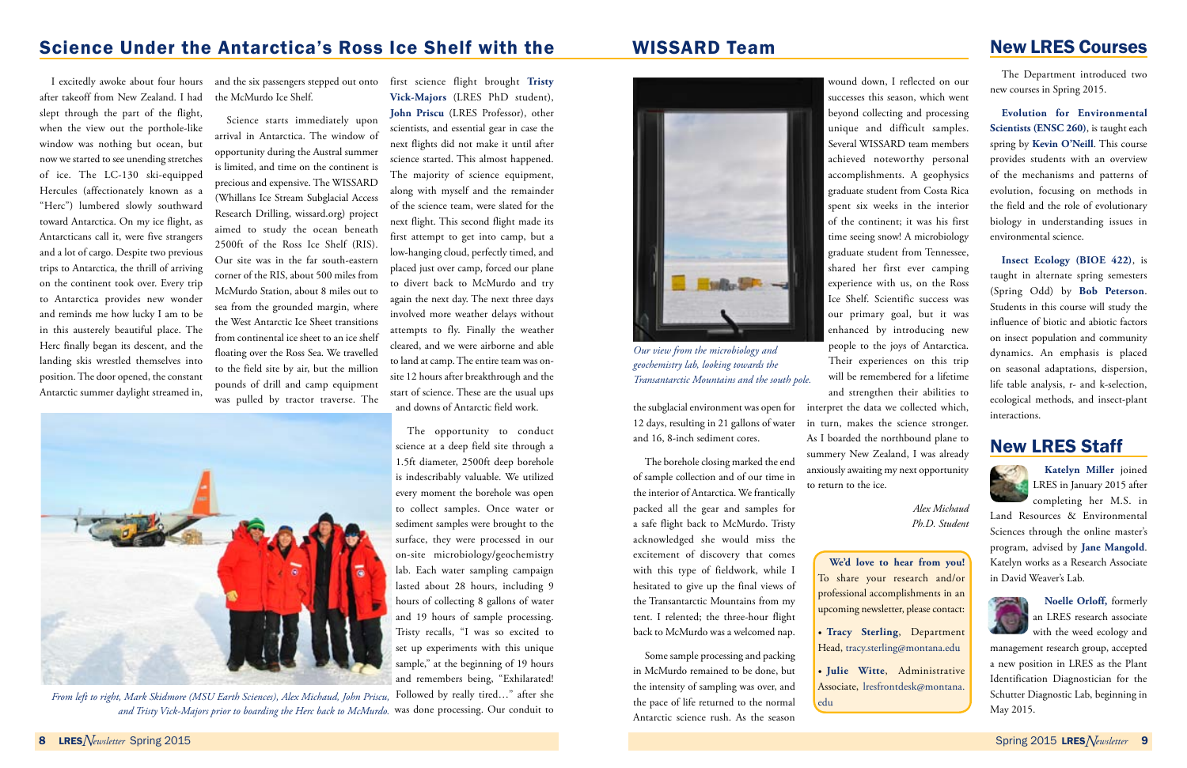## Science Under the Antarctica's Ross Ice Shelf with the WISSARD Team

I excitedly awoke about four hours after takeoff from New Zealand. I had slept through the part of the flight, when the view out the porthole-like window was nothing but ocean, but now we started to see unending stretches of ice. The LC-130 ski-equipped Hercules (affectionately known as a "Herc") lumbered slowly southward toward Antarctica. On my ice flight, as Antarcticans call it, were five strangers and a lot of cargo. Despite two previous trips to Antarctica, the thrill of arriving on the continent took over. Every trip to Antarctica provides new wonder and reminds me how lucky I am to be in this austerely beautiful place. The Herc finally began its descent, and the landing skis wrestled themselves into position. The door opened, the constant Antarctic summer daylight streamed in, and the six passengers stepped out onto the McMurdo Ice Shelf.

Science starts immediately upon arrival in Antarctica. The window of opportunity during the Austral summer is limited, and time on the continent is precious and expensive. The WISSARD (Whillans Ice Stream Subglacial Access Research Drilling, wissard.org) project aimed to study the ocean beneath 2500ft of the Ross Ice Shelf (RIS). Our site was in the far south-eastern corner of the RIS, about 500 miles from McMurdo Station, about 8 miles out to sea from the grounded margin, where the West Antarctic Ice Sheet transitions from continental ice sheet to an ice shelf floating over the Ross Sea. We travelled to the field site by air, but the million pounds of drill and camp equipment was pulled by tractor traverse. The first science flight brought **Tristy Vick-Majors** (LRES PhD student), **John Priscu** (LRES Professor), other scientists, and essential gear in case the next flights did not make it until after science started. This almost happened. The majority of science equipment, along with myself and the remainder of the science team, were slated for the next flight. This second flight made its first attempt to get into camp, but a low-hanging cloud, perfectly timed, and placed just over camp, forced our plane to divert back to McMurdo and try again the next day. The next three days involved more weather delays without attempts to fly. Finally the weather cleared, and we were airborne and able to land at camp. The entire team was on-site 12 hours after breakthrough and the start of science. These are the usual ups and downs of Antarctic field work.

*From left to right, Mark Skidmore (MSU Earth Sciences), Alex Michaud, John Priscu, and Tristy Vick-Majors prior to boarding the Herc back to McMurdo.*

The opportunity to conduct science at a deep field site through a 1.5ft diameter, 2500ft deep borehole is indescribably valuable. We utilized every moment the borehole was open to collect samples. Once water or sediment samples were brought to the surface, they were processed in our on-site microbiology/geochemistry lab. Each water sampling campaign lasted about 28 hours, including 9 hours of collecting 8 gallons of water and 19 hours of sample processing. Tristy recalls, "I was so excited to set up experiments with this unique sample," at the beginning of 19 hours and remembers being, "Exhilarated! Followed by really tired…" after she was done processing. Our conduit to the subglacial environment was open for 12 days, resulting in 21 gallons of water and 16, 8-inch sediment cores.

*Our view from the microbiology and geochemistry lab, looking towards the Transantarctic Mountains and the south pole.*

The borehole closing marked the end of sample collection and of our time in the interior of Antarctica. We frantically packed all the gear and samples for a safe flight back to McMurdo. Tristy acknowledged she would miss the excitement of discovery that comes with this type of fieldwork, while I hesitated to give up the final views of the Transantarctic Mountains from my tent. I relented; the three-hour flight back to McMurdo was a welcomed nap.

Some sample processing and packing in McMurdo remained to be done, but the intensity of sampling was over, and the pace of life returned to the normal Antarctic science rush. As the season wound down, I reflected on our successes this season, which went beyond collecting and processing unique and difficult samples. Several WISSARD team members achieved noteworthy personal accomplishments. A geophysics graduate student from Costa Rica spent six weeks in the interior of the continent; it was his first time seeing snow! A microbiology graduate student from Tennessee, shared her first ever camping experience with us, on the Ross Ice Shelf. Scientific success was our primary goal, but it was enhanced by introducing new people to the joys of Antarctica. Their experiences on this trip will be remembered for a lifetime and strengthen their abilities to interpret the data we collected which, in turn, makes the science stronger. As I boarded the northbound plane to summery New Zealand, I was already anxiously awaiting my next opportunity to return to the ice.

*Alex Michaud*
*Ph.D. Student*

**We'd love to hear from you!** To share your research and/or professional accomplishments in an upcoming newsletter, please contact:

- **Tracy Sterling**, Department Head, tracy.sterling@montana.edu
- **Julie Witte**, Administrative Associate, lresfrontdesk@montana.edu

## New LRES Courses

The Department introduced two new courses in Spring 2015.

**Evolution for Environmental Scientists (ENSC 260)**, is taught each spring by **Kevin O'Neill**. This course provides students with an overview of the mechanisms and patterns of evolution, focusing on methods in the field and the role of evolutionary biology in understanding issues in environmental science.

**Insect Ecology (BIOE 422)**, is taught in alternate spring semesters (Spring Odd) by **Bob Peterson**. Students in this course will study the influence of biotic and abiotic factors on insect population and community dynamics. An emphasis is placed on seasonal adaptations, dispersion, life table analysis, r- and k-selection, ecological methods, and insect-plant interactions.

## New LRES Staff

**Katelyn Miller** joined LRES in January 2015 after completing her M.S. in Land Resources & Environmental Sciences through the online master's program, advised by **Jane Mangold**. Katelyn works as a Research Associate in David Weaver's Lab.

**Noelle Orloff,** formerly an LRES research associate with the weed ecology and management research group, accepted a new position in LRES as the Plant Identification Diagnostician for the Schutter Diagnostic Lab, beginning in May 2015.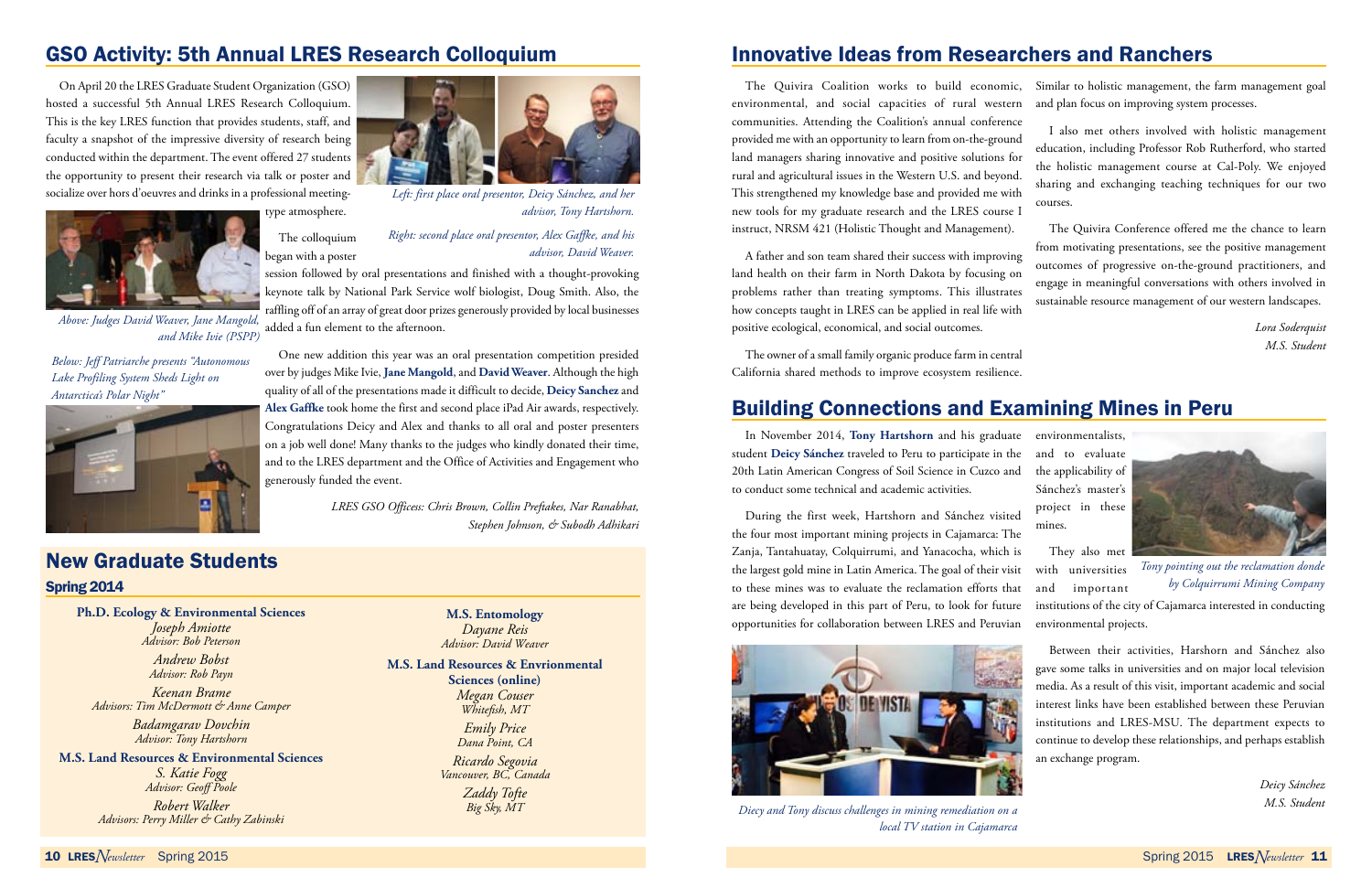## GSO Activity: 5th Annual LRES Research Colloquium

On April 20 the LRES Graduate Student Organization (GSO) hosted a successful 5th Annual LRES Research Colloquium. This is the key LRES function that provides students, staff, and faculty a snapshot of the impressive diversity of research being conducted within the department. The event offered 27 students the opportunity to present their research via talk or poster and socialize over hors d'oeuvres and drinks in a professional meeting-type atmosphere.

The colloquium began with a poster session followed by oral presentations and finished with a thought-provoking keynote talk by National Park Service wolf biologist, Doug Smith. Also, the raffling off of an array of great door prizes generously provided by local businesses added a fun element to the afternoon.

One new addition this year was an oral presentation competition presided over by judges Mike Ivie, **Jane Mangold**, and **David Weaver**. Although the high quality of all of the presentations made it difficult to decide, **Deicy Sanchez** and **Alex Gaffke** took home the first and second place iPad Air awards, respectively. Congratulations Deicy and Alex and thanks to all oral and poster presenters on a job well done! Many thanks to the judges who kindly donated their time, and to the LRES department and the Office of Activities and Engagement who generously funded the event.

*Left: first place oral presentor, Deicy Sánchez, and her advisor, Tony Hartshorn.*

*Right: second place oral presentor, Alex Gaffke, and his advisor, David Weaver.*

*Above: Judges David Weaver, Jane Mangold, and Mike Ivie (PSPP)*

*Below: Jeff Patriarche presents "Autonomous Lake Profiling System Sheds Light on Antarctica's Polar Night"*

*LRES GSO Officess: Chris Brown, Collin Preftakes, Nar Ranabhat, Stephen Johnson, & Subodh Adhikari*

## New Graduate Students

### Spring 2014

**Ph.D. Ecology & Environmental Sciences**

*Joseph Amiotte*
*Advisor: Bob Peterson*

*Andrew Bobst*
*Advisor: Rob Payn*

*Keenan Brame*
*Advisors: Tim McDermott & Anne Camper*

*Badamgarav Dovchin*
*Advisor: Tony Hartshorn*

**M.S. Land Resources & Environmental Sciences**

*S. Katie Fogg*
*Advisor: Geoff Poole*

*Robert Walker*
*Advisors: Perry Miller & Cathy Zabinski*

**M.S. Entomology**

*Dayane Reis*
*Advisor: David Weaver*

**M.S. Land Resources & Envrionmental Sciences (online)**

*Megan Couser*
*Whitefish, MT*

*Emily Price*
*Dana Point, CA*

*Ricardo Segovia*
*Vancouver, BC, Canada*

*Zaddy Tofte*
*Big Sky, MT*

## Innovative Ideas from Researchers and Ranchers

The Quivira Coalition works to build economic, environmental, and social capacities of rural western communities. Attending the Coalition's annual conference provided me with an opportunity to learn from on-the-ground land managers sharing innovative and positive solutions for rural and agricultural issues in the Western U.S. and beyond. This strengthened my knowledge base and provided me with new tools for my graduate research and the LRES course I instruct, NRSM 421 (Holistic Thought and Management).

A father and son team shared their success with improving land health on their farm in North Dakota by focusing on problems rather than treating symptoms. This illustrates how concepts taught in LRES can be applied in real life with positive ecological, economical, and social outcomes.

The owner of a small family organic produce farm in central California shared methods to improve ecosystem resilience. Similar to holistic management, the farm management goal and plan focus on improving system processes.

I also met others involved with holistic management education, including Professor Rob Rutherford, who started the holistic management course at Cal-Poly. We enjoyed sharing and exchanging teaching techniques for our two courses.

The Quivira Conference offered me the chance to learn from motivating presentations, see the positive management outcomes of progressive on-the-ground practitioners, and engage in meaningful conversations with others involved in sustainable resource management of our western landscapes.

*Lora Soderquist*
*M.S. Student*

## Building Connections and Examining Mines in Peru

In November 2014, **Tony Hartshorn** and his graduate student **Deicy Sánchez** traveled to Peru to participate in the 20th Latin American Congress of Soil Science in Cuzco and to conduct some technical and academic activities.

During the first week, Hartshorn and Sánchez visited the four most important mining projects in Cajamarca: The Zanja, Tantahuatay, Colquirrumi, and Yanacocha, which is the largest gold mine in Latin America. The goal of their visit to these mines was to evaluate the reclamation efforts that are being developed in this part of Peru, to look for future opportunities for collaboration between LRES and Peruvian environmentalists, and to evaluate the applicability of Sánchez's master's project in these mines.

They also met with universities and important institutions of the city of Cajamarca interested in conducting environmental projects.

*Tony pointing out the reclamation donde by Colquirrumi Mining Company*

*Diecy and Tony discuss challenges in mining remediation on a local TV station in Cajamarca*

Between their activities, Harshorn and Sánchez also gave some talks in universities and on major local television media. As a result of this visit, important academic and social interest links have been established between these Peruvian institutions and LRES-MSU. The department expects to continue to develop these relationships, and perhaps establish an exchange program.

*Deicy Sánchez*
*M.S. Student*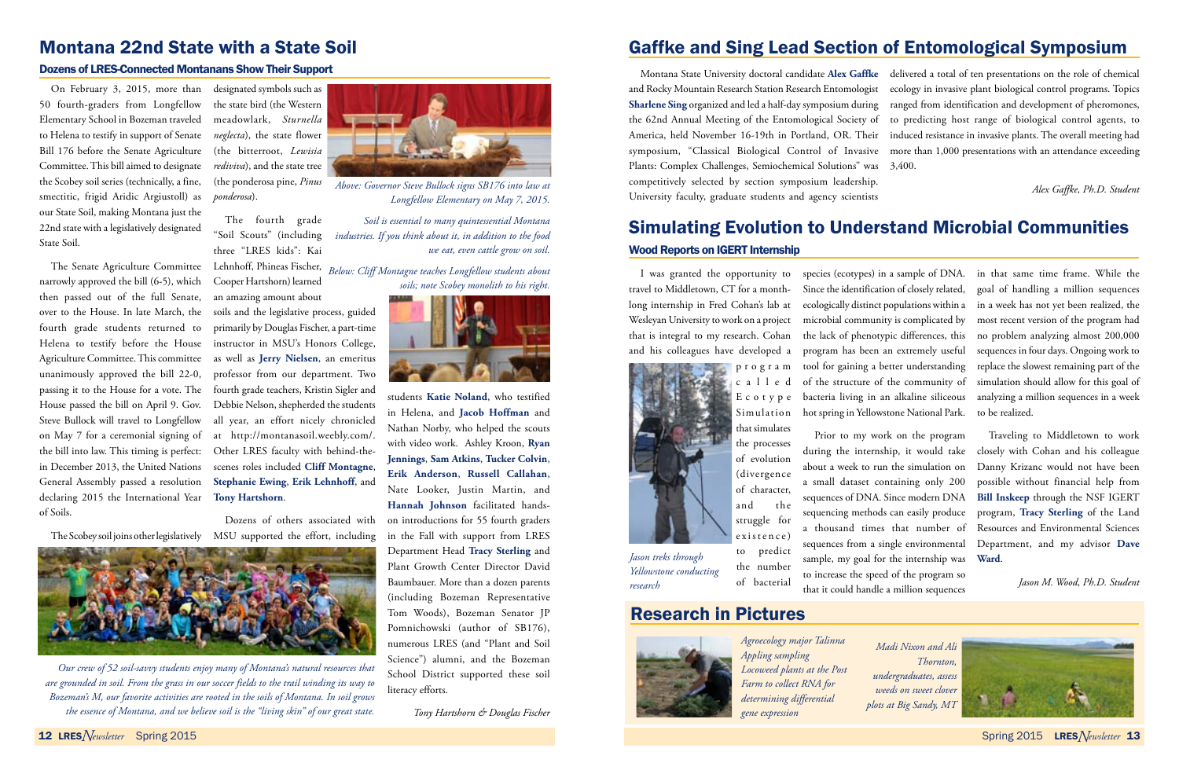# Montana 22nd State with a State Soil

## Dozens of LRES-Connected Montanans Show Their Support

On February 3, 2015, more than 50 fourth-graders from Longfellow Elementary School in Bozeman traveled to Helena to testify in support of Senate Bill 176 before the Senate Agriculture Committee. This bill aimed to designate the Scobey soil series (technically, a fine, smectitic, frigid Aridic Argiustoll) as our State Soil, making Montana just the 22nd state with a legislatively designated State Soil.

The Senate Agriculture Committee narrowly approved the bill (6-5), which then passed out of the full Senate, over to the House. In late March, the fourth grade students returned to Helena to testify before the House Agriculture Committee. This committee unanimously approved the bill 22-0, passing it to the House for a vote. The House passed the bill on April 9. Gov. Steve Bullock will travel to Longfellow on May 7 for a ceremonial signing of the bill into law. This timing is perfect: in December 2013, the United Nations General Assembly passed a resolution declaring 2015 the International Year of Soils.

The Scobey soil joins other legislatively designated symbols such as the state bird (the Western meadowlark, *Sturnella neglecta*), the state flower (the bitterroot, *Lewisia rediviva*), and the state tree (the ponderosa pine, *Pinus ponderosa*).

The fourth grade "Soil Scouts" (including three "LRES kids": Kai Lehnhoff, Phineas Fischer, Cooper Hartshorn) learned an amazing amount about soils and the legislative process, guided primarily by Douglas Fischer, a part-time instructor in MSU's Honors College, as well as **Jerry Nielsen**, an emeritus professor from our department. Two fourth grade teachers, Kristin Sigler and Debbie Nelson, shepherded the students all year, an effort nicely chronicled at http://montanasoil.weebly.com/. Other LRES faculty with behind-the-scenes roles included **Cliff Montagne**, **Stephanie Ewing**, **Erik Lehnhoff**, and **Tony Hartshorn**.

Dozens of others associated with MSU supported the effort, including students **Katie Noland**, who testified in Helena, and **Jacob Hoffman** and Nathan Norby, who helped the scouts with video work. Ashley Kroon, **Ryan Jennings**, **Sam Atkins**, **Tucker Colvin**, **Erik Anderson**, **Russell Callahan**, Nate Looker, Justin Martin, and **Hannah Johnson** facilitated hands-on introductions for 55 fourth graders in the Fall with support from LRES Department Head **Tracy Sterling** and Plant Growth Center Director David Baumbauer. More than a dozen parents (including Bozeman Representative Tom Woods), Bozeman Senator JP Pomnichowski (author of SB176), numerous LRES (and "Plant and Soil Science") alumni, and the Bozeman School District supported these soil literacy efforts.

*Above: Governor Steve Bullock signs SB176 into law at Longfellow Elementary on May 7, 2015.*

*Soil is essential to many quintessential Montana industries. If you think about it, in addition to the food we eat, even cattle grow on soil.*

*Below: Cliff Montagne teaches Longfellow students about soils; note Scobey monolith to his right.*

*Our crew of 52 soil-savvy students enjoy many of Montana's natural resources that are grounded in soil. From the grass in our soccer fields to the trail winding its way to Bozeman's M, our favorite activities are rooted in the soils of Montana. In soil grows the essence of Montana, and we believe soil is the "living skin" of our great state.*

*Tony Hartshorn & Douglas Fischer*

# Gaffke and Sing Lead Section of Entomological Symposium

Montana State University doctoral candidate **Alex Gaffke** and Rocky Mountain Research Station Research Entomologist **Sharlene Sing** organized and led a half-day symposium during the 62nd Annual Meeting of the Entomological Society of America, held November 16-19th in Portland, OR. Their symposium, "Classical Biological Control of Invasive Plants: Complex Challenges, Semiochemical Solutions" was competitively selected by section symposium leadership. University faculty, graduate students and agency scientists delivered a total of ten presentations on the role of chemical ecology in invasive plant biological control programs. Topics ranged from identification and development of pheromones, to predicting host range of biological control agents, to induced resistance in invasive plants. The overall meeting had more than 1,000 presentations with an attendance exceeding 3,400.

*Alex Gaffke, Ph.D. Student*

# Simulating Evolution to Understand Microbial Communities

## Wood Reports on IGERT Internship

I was granted the opportunity to travel to Middletown, CT for a month-long internship in Fred Cohan's lab at Wesleyan University to work on a project that is integral to my research. Cohan and his colleagues have developed a program called Ecotype Simulation that simulates the processes of evolution (divergence of character, and the struggle for existence) to predict the number of bacterial species (ecotypes) in a sample of DNA. Since the identification of closely related, ecologically distinct populations within a microbial community is complicated by the lack of phenotypic differences, this program has been an extremely useful tool for gaining a better understanding of the structure of the community of bacteria living in an alkaline siliceous hot spring in Yellowstone National Park.

*Jason treks through Yellowstone conducting research*

Prior to my work on the program during the internship, it would take about a week to run the simulation on a small dataset containing only 200 sequences of DNA. Since modern DNA sequencing methods can easily produce a thousand times that number of sequences from a single environmental sample, my goal for the internship was to increase the speed of the program so that it could handle a million sequences in that same time frame. While the goal of handling a million sequences in a week has not yet been realized, the most recent version of the program had no problem analyzing almost 200,000 sequences in four days. Ongoing work to replace the slowest remaining part of the simulation should allow for this goal of analyzing a million sequences in a week to be realized.

Traveling to Middletown to work closely with Cohan and his colleague Danny Krizanc would not have been possible without financial help from **Bill Inskeep** through the NSF IGERT program, **Tracy Sterling** of the Land Resources and Environmental Sciences Department, and my advisor **Dave Ward**.

*Jason M. Wood, Ph.D. Student*

# Research in Pictures

*Agroecology major Talinna Appling sampling Locoweed plants at the Post Farm to collect RNA for determining differential gene expression*

*Madi Nixon and Ali Thornton, undergraduates, assess weeds on sweet clover plots at Big Sandy, MT*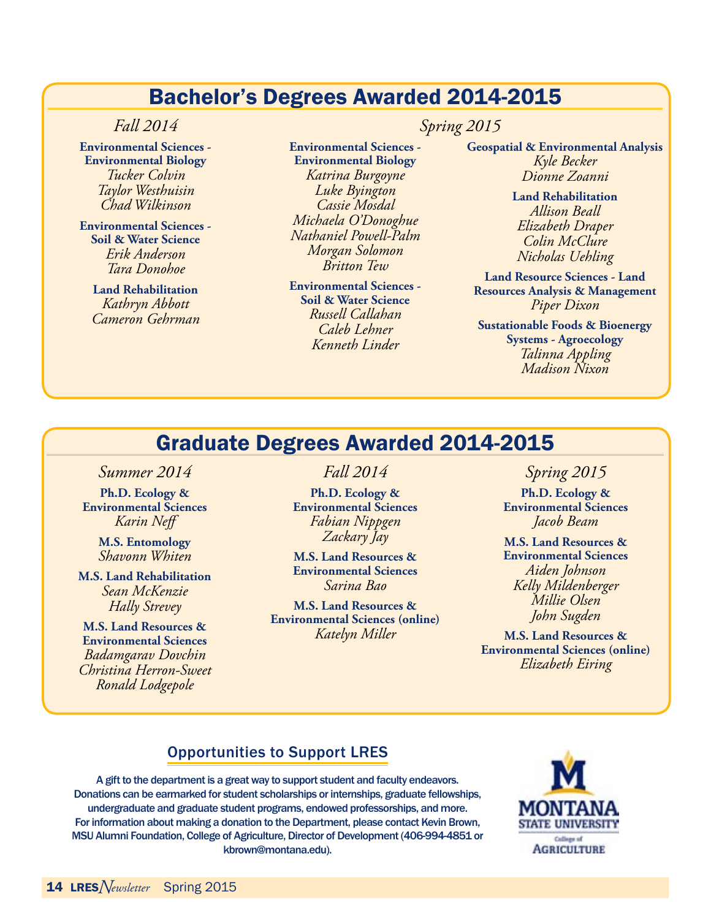## Bachelor's Degrees Awarded 2014-2015

### *Fall 2014*

**Environmental Sciences - Environmental Biology**
*Tucker Colvin*
*Taylor Westhuisin*
*Chad Wilkinson*

**Environmental Sciences - Soil & Water Science**
*Erik Anderson*
*Tara Donohoe*

**Land Rehabilitation**
*Kathryn Abbott*
*Cameron Gehrman*

### *Spring 2015*

**Environmental Sciences - Environmental Biology**
*Katrina Burgoyne*
*Luke Byington*
*Cassie Mosdal*
*Michaela O'Donoghue*
*Nathaniel Powell-Palm*
*Morgan Solomon*
*Britton Tew*

**Environmental Sciences - Soil & Water Science**
*Russell Callahan*
*Caleb Lehner*
*Kenneth Linder*

**Geospatial & Environmental Analysis**
*Kyle Becker*
*Dionne Zoanni*

**Land Rehabilitation**
*Allison Beall*
*Elizabeth Draper*
*Colin McClure*
*Nicholas Uehling*

**Land Resource Sciences - Land Resources Analysis & Management**
*Piper Dixon*

**Sustainable Foods & Bioenergy Systems - Agroecology**
*Talinna Appling*
*Madison Nixon*

## Graduate Degrees Awarded 2014-2015

### *Summer 2014*

**Ph.D. Ecology & Environmental Sciences**
*Karin Neff*

**M.S. Entomology**
*Shavonn Whiten*

**M.S. Land Rehabilitation**
*Sean McKenzie*
*Hally Strevey*

**M.S. Land Resources & Environmental Sciences**
*Badamgarav Dovchin*
*Christina Herron-Sweet*
*Ronald Lodgepole*

### *Fall 2014*

**Ph.D. Ecology & Environmental Sciences**
*Fabian Nippgen*
*Zackary Jay*

**M.S. Land Resources & Environmental Sciences**
*Sarina Bao*

**M.S. Land Resources & Environmental Sciences (online)**
*Katelyn Miller*

### *Spring 2015*

**Ph.D. Ecology & Environmental Sciences**
*Jacob Beam*

**M.S. Land Resources & Environmental Sciences**
*Aiden Johnson*
*Kelly Mildenberger*
*Millie Olsen*
*John Sugden*

**M.S. Land Resources & Environmental Sciences (online)**
*Elizabeth Eiring*

## Opportunities to Support LRES

A gift to the department is a great way to support student and faculty endeavors. Donations can be earmarked for student scholarships or internships, graduate fellowships, undergraduate and graduate student programs, endowed professorships, and more. For information about making a donation to the Department, please contact Kevin Brown, MSU Alumni Foundation, College of Agriculture, Director of Development (406-994-4851 or kbrown@montana.edu).

MONTANA STATE UNIVERSITY
College of AGRICULTURE